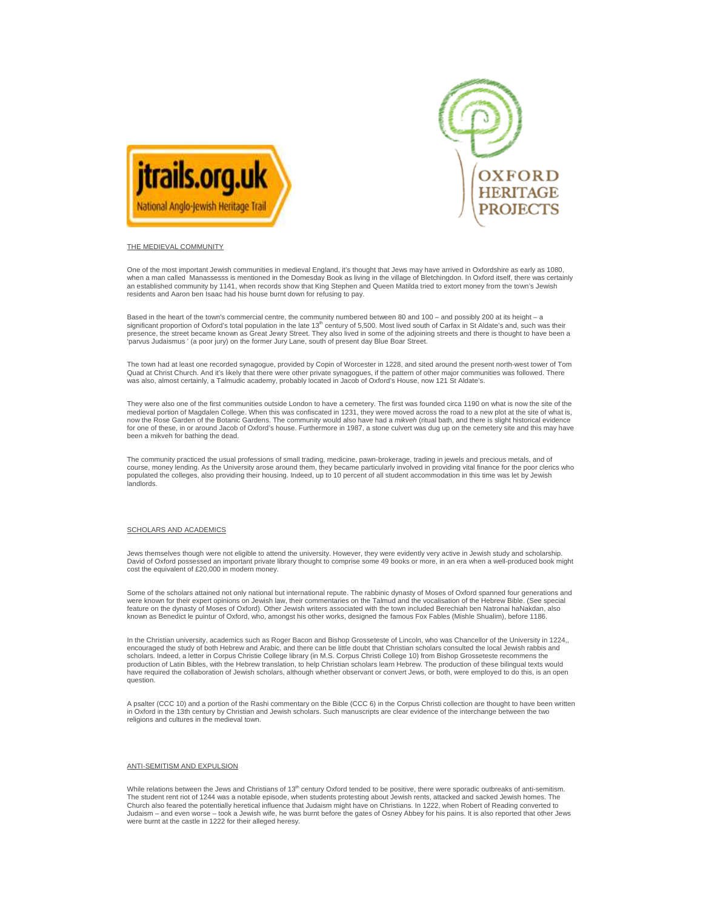jtrails.org.uk
National Anglo-Jewish Heritage Trail

OXFORD HERITAGE PROJECTS

## THE MEDIEVAL COMMUNITY

One of the most important Jewish communities in medieval England, it's thought that Jews may have arrived in Oxfordshire as early as 1080, when a man called Manassesss is mentioned in the Domesday Book as living in the village of Bletchingdon. In Oxford itself, there was certainly an established community by 1141, when records show that King Stephen and Queen Matilda tried to extort money from the town's Jewish residents and Aaron ben Isaac had his house burnt down for refusing to pay.

Based in the heart of the town's commercial centre, the community numbered between 80 and 100 – and possibly 200 at its height – a significant proportion of Oxford's total population in the late 13th century of 5,500. Most lived south of Carfax in St Aldate's and, such was their presence, the street became known as Great Jewry Street. They also lived in some of the adjoining streets and there is thought to have been a 'parvus Judaismus ' (a poor jury) on the former Jury Lane, south of present day Blue Boar Street.

The town had at least one recorded synagogue, provided by Copin of Worcester in 1228, and sited around the present north-west tower of Tom Quad at Christ Church. And it's likely that there were other private synagogues, if the pattern of other major communities was followed. There was also, almost certainly, a Talmudic academy, probably located in Jacob of Oxford's House, now 121 St Aldate's.

They were also one of the first communities outside London to have a cemetery. The first was founded circa 1190 on what is now the site of the medieval portion of Magdalen College. When this was confiscated in 1231, they were moved across the road to a new plot at the site of what is, now the Rose Garden of the Botanic Gardens. The community would also have had a *mikveh* (ritual bath, and there is slight historical evidence for one of these, in or around Jacob of Oxford's house. Furthermore in 1987, a stone culvert was dug up on the cemetery site and this may have been a mikveh for bathing the dead.

The community practiced the usual professions of small trading, medicine, pawn-brokerage, trading in jewels and precious metals, and of course, money lending. As the University arose around them, they became particularly involved in providing vital finance for the poor clerics who populated the colleges, also providing their housing. Indeed, up to 10 percent of all student accommodation in this time was let by Jewish landlords.

## SCHOLARS AND ACADEMICS

Jews themselves though were not eligible to attend the university. However, they were evidently very active in Jewish study and scholarship. David of Oxford possessed an important private library thought to comprise some 49 books or more, in an era when a well-produced book might cost the equivalent of £20,000 in modern money.

Some of the scholars attained not only national but international repute. The rabbinic dynasty of Moses of Oxford spanned four generations and were known for their expert opinions on Jewish law, their commentaries on the Talmud and the vocalisation of the Hebrew Bible. (See special feature on the dynasty of Moses of Oxford). Other Jewish writers associated with the town included Berechiah ben Natronai haNakdan, also known as Benedict le puintur of Oxford, who, amongst his other works, designed the famous Fox Fables (Mishle Shualim), before 1186.

In the Christian university, academics such as Roger Bacon and Bishop Grosseteste of Lincoln, who was Chancellor of the University in 1224,, encouraged the study of both Hebrew and Arabic, and there can be little doubt that Christian scholars consulted the local Jewish rabbis and scholars. Indeed, a letter in Corpus Christie College library (in M.S. Corpus Christi College 10) from Bishop Grosseteste recommens the production of Latin Bibles, with the Hebrew translation, to help Christian scholars learn Hebrew. The production of these bilingual texts would have required the collaboration of Jewish scholars, although whether observant or convert Jews, or both, were employed to do this, is an open question.

A psalter (CCC 10) and a portion of the Rashi commentary on the Bible (CCC 6) in the Corpus Christi collection are thought to have been written in Oxford in the 13th century by Christian and Jewish scholars. Such manuscripts are clear evidence of the interchange between the two religions and cultures in the medieval town.

## ANTI-SEMITISM AND EXPULSION

While relations between the Jews and Christians of 13th century Oxford tended to be positive, there were sporadic outbreaks of anti-semitism. The student rent riot of 1244 was a notable episode, when students protesting about Jewish rents, attacked and sacked Jewish homes. The Church also feared the potentially heretical influence that Judaism might have on Christians. In 1222, when Robert of Reading converted to Judaism – and even worse – took a Jewish wife, he was burnt before the gates of Osney Abbey for his pains. It is also reported that other Jews were burnt at the castle in 1222 for their alleged heresy.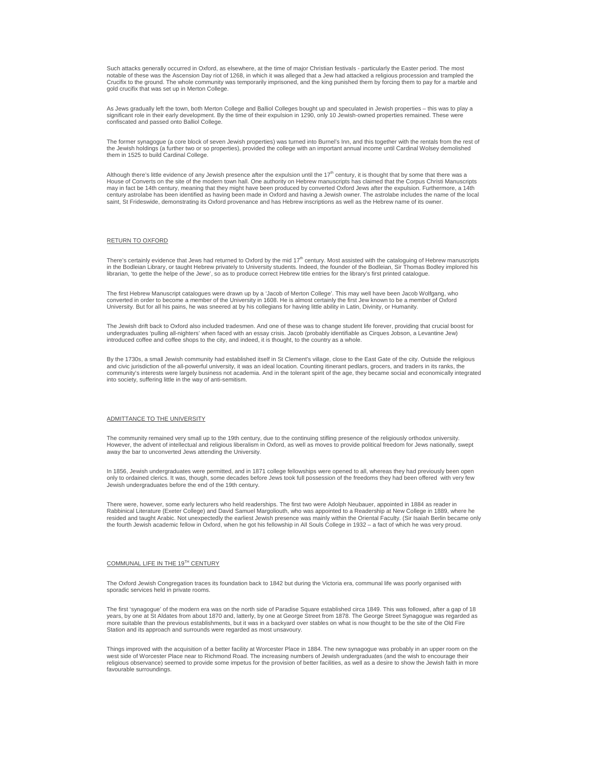Such attacks generally occurred in Oxford, as elsewhere, at the time of major Christian festivals - particularly the Easter period. The most notable of these was the Ascension Day riot of 1268, in which it was alleged that a Jew had attacked a religious procession and trampled the Crucifix to the ground. The whole community was temporarily imprisoned, and the king punished them by forcing them to pay for a marble and gold crucifix that was set up in Merton College.

As Jews gradually left the town, both Merton College and Balliol Colleges bought up and speculated in Jewish properties – this was to play a significant role in their early development. By the time of their expulsion in 1290, only 10 Jewish-owned properties remained. These were confiscated and passed onto Balliol College.

The former synagogue (a core block of seven Jewish properties) was turned into Burnel's Inn, and this together with the rentals from the rest of the Jewish holdings (a further two or so properties), provided the college with an important annual income until Cardinal Wolsey demolished them in 1525 to build Cardinal College.

Although there's little evidence of any Jewish presence after the expulsion until the 17th century, it is thought that by some that there was a House of Converts on the site of the modern town hall. One authority on Hebrew manuscripts has claimed that the Corpus Christi Manuscripts may in fact be 14th century, meaning that they might have been produced by converted Oxford Jews after the expulsion. Furthermore, a 14th century astrolabe has been identified as having been made in Oxford and having a Jewish owner. The astrolabe includes the name of the local saint, St Frideswide, demonstrating its Oxford provenance and has Hebrew inscriptions as well as the Hebrew name of its owner.

## RETURN TO OXFORD

There's certainly evidence that Jews had returned to Oxford by the mid 17th century. Most assisted with the cataloguing of Hebrew manuscripts in the Bodleian Library, or taught Hebrew privately to University students. Indeed, the founder of the Bodleian, Sir Thomas Bodley implored his librarian, 'to gette the helpe of the Jewe', so as to produce correct Hebrew title entries for the library's first printed catalogue.

The first Hebrew Manuscript catalogues were drawn up by a 'Jacob of Merton College'. This may well have been Jacob Wolfgang, who converted in order to become a member of the University in 1608. He is almost certainly the first Jew known to be a member of Oxford University. But for all his pains, he was sneered at by his collegians for having little ability in Latin, Divinity, or Humanity.

The Jewish drift back to Oxford also included tradesmen. And one of these was to change student life forever, providing that crucial boost for undergraduates 'pulling all-nighters' when faced with an essay crisis. Jacob (probably identifiable as Cirques Jobson, a Levantine Jew) introduced coffee and coffee shops to the city, and indeed, it is thought, to the country as a whole.

By the 1730s, a small Jewish community had established itself in St Clement's village, close to the East Gate of the city. Outside the religious and civic jurisdiction of the all-powerful university, it was an ideal location. Counting itinerant pedlars, grocers, and traders in its ranks, the community's interests were largely business not academia. And in the tolerant spirit of the age, they became social and economically integrated into society, suffering little in the way of anti-semitism.

## ADMITTANCE TO THE UNIVERSITY

The community remained very small up to the 19th century, due to the continuing stifling presence of the religiously orthodox university. However, the advent of intellectual and religious liberalism in Oxford, as well as moves to provide political freedom for Jews nationally, swept away the bar to unconverted Jews attending the University.

In 1856, Jewish undergraduates were permitted, and in 1871 college fellowships were opened to all, whereas they had previously been open only to ordained clerics. It was, though, some decades before Jews took full possession of the freedoms they had been offered with very few Jewish undergraduates before the end of the 19th century.

There were, however, some early lecturers who held readerships. The first two were Adolph Neubauer, appointed in 1884 as reader in Rabbinical Literature (Exeter College) and David Samuel Margoliouth, who was appointed to a Readership at New College in 1889, where he resided and taught Arabic. Not unexpectedly the earliest Jewish presence was mainly within the Oriental Faculty. (Sir Isaiah Berlin became only the fourth Jewish academic fellow in Oxford, when he got his fellowship in All Souls College in 1932 – a fact of which he was very proud.

## COMMUNAL LIFE IN THE 19TH CENTURY

The Oxford Jewish Congregation traces its foundation back to 1842 but during the Victoria era, communal life was poorly organised with sporadic services held in private rooms.

The first 'synagogue' of the modern era was on the north side of Paradise Square established circa 1849. This was followed, after a gap of 18 years, by one at St Aldates from about 1870 and, latterly, by one at George Street from 1878. The George Street Synagogue was regarded as more suitable than the previous establishments, but it was in a backyard over stables on what is now thought to be the site of the Old Fire Station and its approach and surrounds were regarded as most unsavoury.

Things improved with the acquisition of a better facility at Worcester Place in 1884. The new synagogue was probably in an upper room on the west side of Worcester Place near to Richmond Road. The increasing numbers of Jewish undergraduates (and the wish to encourage their religious observance) seemed to provide some impetus for the provision of better facilities, as well as a desire to show the Jewish faith in more favourable surroundings.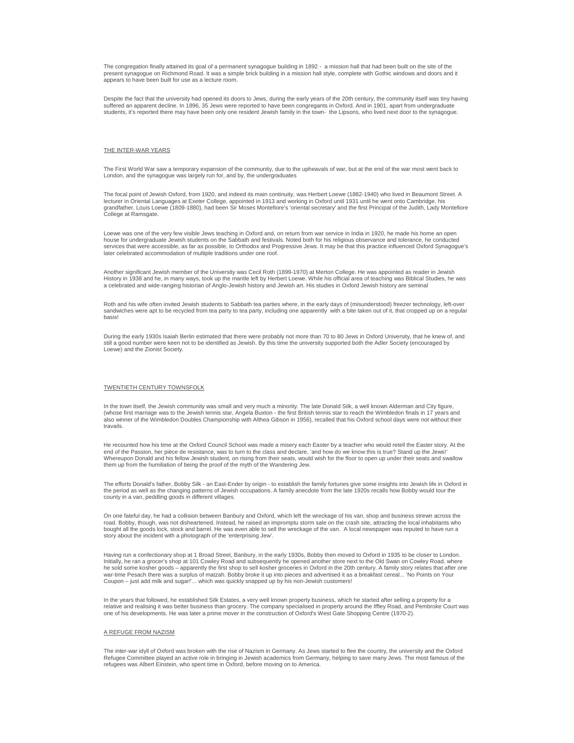The congregation finally attained its goal of a permanent synagogue building in 1892 - a mission hall that had been built on the site of the present synagogue on Richmond Road. It was a simple brick building in a mission hall style, complete with Gothic windows and doors and it appears to have been built for use as a lecture room.

Despite the fact that the university had opened its doors to Jews, during the early years of the 20th century, the community itself was tiny having suffered an apparent decline. In 1896, 35 Jews were reported to have been congregants in Oxford. And in 1901, apart from undergraduate students, it's reported there may have been only one resident Jewish family in the town- the Lipsons, who lived next door to the synagogue.

## THE INTER-WAR YEARS

The First World War saw a temporary expansion of the community, due to the upheavals of war, but at the end of the war most went back to London, and the synagogue was largely run for, and by, the undergraduates

The focal point of Jewish Oxford, from 1920, and indeed its main continuity, was Herbert Loewe (1882-1940) who lived in Beaumont Street. A lecturer in Oriental Languages at Exeter College, appointed in 1913 and working in Oxford until 1931 until he went onto Cambridge. his grandfather, Louis Loewe (1809-1880), had been Sir Moses Montefiore's 'oriental secretary' and the first Principal of the Judith, Lady Montefiore College at Ramsgate.

Loewe was one of the very few visible Jews teaching in Oxford and, on return from war service in India in 1920, he made his home an open house for undergraduate Jewish students on the Sabbath and festivals. Noted both for his religious observance and tolerance, he conducted services that were accessible, as far as possible, to Orthodox and Progressive Jews. It may be that this practice influenced Oxford Synagogue's later celebrated accommodation of multiple traditions under one roof.

Another significant Jewish member of the University was Cecil Roth (1899-1970) at Merton College. He was appointed as reader in Jewish History in 1938 and he, in many ways, took up the mantle left by Herbert Loewe. While his official area of teaching was Biblical Studies, he was a celebrated and wide-ranging historian of Anglo-Jewish history and Jewish art. His studies in Oxford Jewish history are seminal

Roth and his wife often invited Jewish students to Sabbath tea parties where, in the early days of (misunderstood) freezer technology, left-over sandwiches were apt to be recycled from tea party to tea party, including one apparently with a bite taken out of it, that cropped up on a regular basis!

During the early 1930s Isaiah Berlin estimated that there were probably not more than 70 to 80 Jews in Oxford University, that he knew of, and still a good number were keen not to be identified as Jewish. By this time the university supported both the Adler Society (encouraged by Loewe) and the Zionist Society.

## TWENTIETH CENTURY TOWNSFOLK

In the town itself, the Jewish community was small and very much a minority. The late Donald Silk, a well known Alderman and City figure, (whose first marriage was to the Jewish tennis star, Angela Buxton - the first British tennis star to reach the Wimbledon finals in 17 years and also winner of the Wimbledon Doubles Championship with Althea Gibson in 1956), recalled that his Oxford school days were not without their travails.

He recounted how his time at the Oxford Council School was made a misery each Easter by a teacher who would retell the Easter story. At the end of the Passion, her pièce de resistance, was to turn to the class and declare, 'and how do we know this is true? Stand up the Jews!' Whereupon Donald and his fellow Jewish student, on rising from their seats, would wish for the floor to open up under their seats and swallow them up from the humiliation of being the proof of the myth of the Wandering Jew.

The efforts Donald's father, Bobby Silk - an East-Ender by origin - to establish the family fortunes give some insights into Jewish life in Oxford in the period as well as the changing patterns of Jewish occupations. A family anecdote from the late 1920s recalls how Bobby would tour the county in a van, peddling goods in different villages.

On one fateful day, he had a collision between Banbury and Oxford, which left the wreckage of his van, shop and business strewn across the road. Bobby, though, was not disheartened. Instead, he raised an impromptu storm sale on the crash site, attracting the local inhabitants who bought all the goods lock, stock and barrel. He was even able to sell the wreckage of the van. A local newspaper was reputed to have run a story about the incident with a photograph of the 'enterprising Jew'.

Having run a confectionary shop at 1 Broad Street, Banbury, in the early 1930s, Bobby then moved to Oxford in 1935 to be closer to London. Initially, he ran a grocer's shop at 101 Cowley Road and subsequently he opened another store next to the Old Swan on Cowley Road, where he sold some kosher goods – apparently the first shop to sell kosher groceries in Oxford in the 20th century. A family story relates that after one war-time Pesach there was a surplus of matzah. Bobby broke it up into pieces and advertised it as a breakfast cereal... 'No Points on Your Coupon – just add milk and sugar!'... which was quickly snapped up by his non-Jewish customers!

In the years that followed, he established Silk Estates, a very well known property business, which he started after selling a property for a relative and realising it was better business than grocery. The company specialised in property around the Iffley Road, and Pembroke Court was one of his developments. He was later a prime mover in the construction of Oxford's West Gate Shopping Centre (1970-2).

## A REFUGE FROM NAZISM

The inter-war idyll of Oxford was broken with the rise of Nazism in Germany. As Jews started to flee the country, the university and the Oxford Refugee Committee played an active role in bringing in Jewish academics from Germany, helping to save many Jews. The most famous of the refugees was Albert Einstein, who spent time in Oxford, before moving on to America.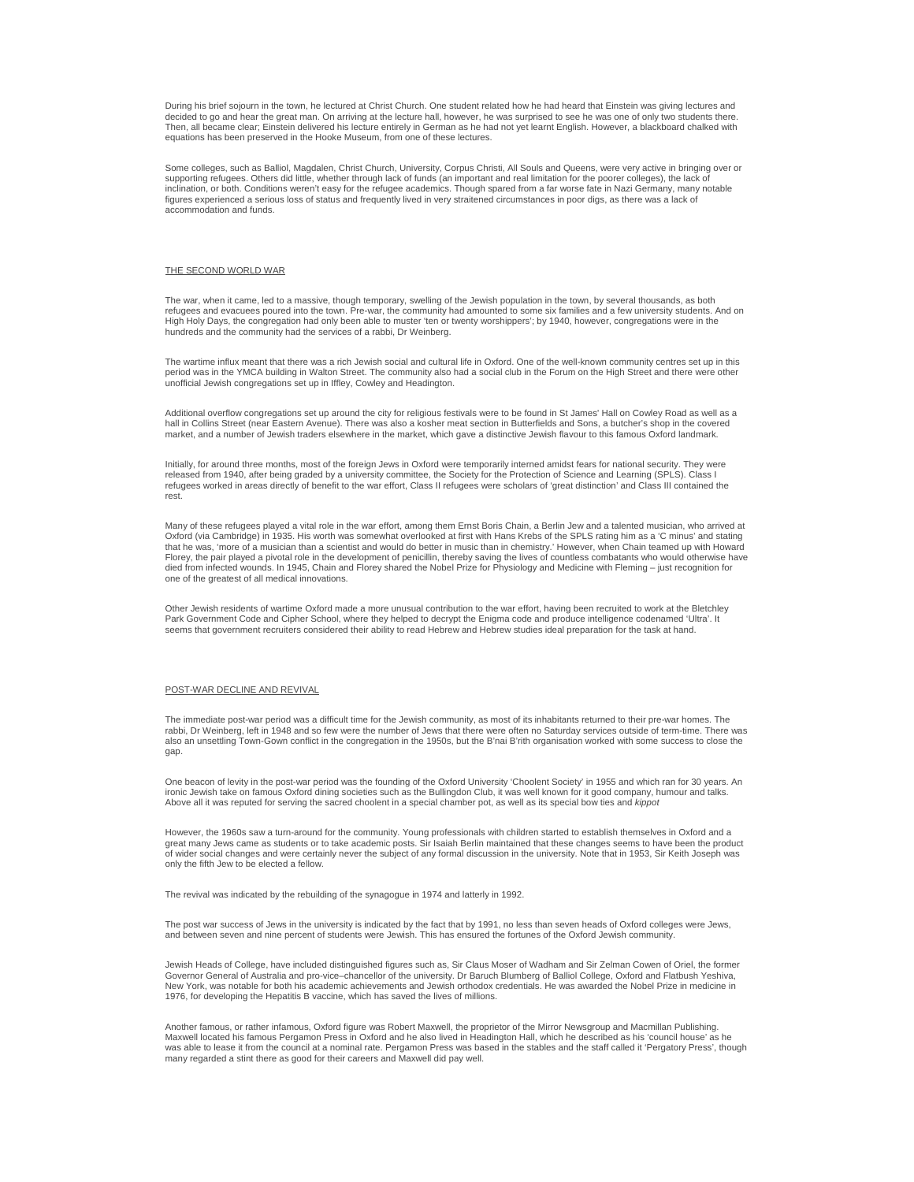During his brief sojourn in the town, he lectured at Christ Church. One student related how he had heard that Einstein was giving lectures and decided to go and hear the great man. On arriving at the lecture hall, however, he was surprised to see he was one of only two students there. Then, all became clear; Einstein delivered his lecture entirely in German as he had not yet learnt English. However, a blackboard chalked with equations has been preserved in the Hooke Museum, from one of these lectures.

Some colleges, such as Balliol, Magdalen, Christ Church, University, Corpus Christi, All Souls and Queens, were very active in bringing over or supporting refugees. Others did little, whether through lack of funds (an important and real limitation for the poorer colleges), the lack of inclination, or both. Conditions weren't easy for the refugee academics. Though spared from a far worse fate in Nazi Germany, many notable figures experienced a serious loss of status and frequently lived in very straitened circumstances in poor digs, as there was a lack of accommodation and funds.

## THE SECOND WORLD WAR

The war, when it came, led to a massive, though temporary, swelling of the Jewish population in the town, by several thousands, as both refugees and evacuees poured into the town. Pre-war, the community had amounted to some six families and a few university students. And on High Holy Days, the congregation had only been able to muster 'ten or twenty worshippers'; by 1940, however, congregations were in the hundreds and the community had the services of a rabbi, Dr Weinberg.

The wartime influx meant that there was a rich Jewish social and cultural life in Oxford. One of the well-known community centres set up in this period was in the YMCA building in Walton Street. The community also had a social club in the Forum on the High Street and there were other unofficial Jewish congregations set up in Iffley, Cowley and Headington.

Additional overflow congregations set up around the city for religious festivals were to be found in St James' Hall on Cowley Road as well as a hall in Collins Street (near Eastern Avenue). There was also a kosher meat section in Butterfields and Sons, a butcher's shop in the covered market, and a number of Jewish traders elsewhere in the market, which gave a distinctive Jewish flavour to this famous Oxford landmark.

Initially, for around three months, most of the foreign Jews in Oxford were temporarily interned amidst fears for national security. They were released from 1940, after being graded by a university committee, the Society for the Protection of Science and Learning (SPLS). Class I refugees worked in areas directly of benefit to the war effort, Class II refugees were scholars of 'great distinction' and Class III contained the rest.

Many of these refugees played a vital role in the war effort, among them Ernst Boris Chain, a Berlin Jew and a talented musician, who arrived at Oxford (via Cambridge) in 1935. His worth was somewhat overlooked at first with Hans Krebs of the SPLS rating him as a 'C minus' and stating that he was, 'more of a musician than a scientist and would do better in music than in chemistry.' However, when Chain teamed up with Howard Florey, the pair played a pivotal role in the development of penicillin, thereby saving the lives of countless combatants who would otherwise have died from infected wounds. In 1945, Chain and Florey shared the Nobel Prize for Physiology and Medicine with Fleming – just recognition for one of the greatest of all medical innovations.

Other Jewish residents of wartime Oxford made a more unusual contribution to the war effort, having been recruited to work at the Bletchley Park Government Code and Cipher School, where they helped to decrypt the Enigma code and produce intelligence codenamed 'Ultra'. It seems that government recruiters considered their ability to read Hebrew and Hebrew studies ideal preparation for the task at hand.

## POST-WAR DECLINE AND REVIVAL

The immediate post-war period was a difficult time for the Jewish community, as most of its inhabitants returned to their pre-war homes. The rabbi, Dr Weinberg, left in 1948 and so few were the number of Jews that there were often no Saturday services outside of term-time. There was also an unsettling Town-Gown conflict in the congregation in the 1950s, but the B'nai B'rith organisation worked with some success to close the gap.

One beacon of levity in the post-war period was the founding of the Oxford University 'Choolent Society' in 1955 and which ran for 30 years. An ironic Jewish take on famous Oxford dining societies such as the Bullingdon Club, it was well known for it good company, humour and talks. Above all it was reputed for serving the sacred choolent in a special chamber pot, as well as its special bow ties and *kippot*

However, the 1960s saw a turn-around for the community. Young professionals with children started to establish themselves in Oxford and a great many Jews came as students or to take academic posts. Sir Isaiah Berlin maintained that these changes seems to have been the product of wider social changes and were certainly never the subject of any formal discussion in the university. Note that in 1953, Sir Keith Joseph was only the fifth Jew to be elected a fellow.

The revival was indicated by the rebuilding of the synagogue in 1974 and latterly in 1992.

The post war success of Jews in the university is indicated by the fact that by 1991, no less than seven heads of Oxford colleges were Jews, and between seven and nine percent of students were Jewish. This has ensured the fortunes of the Oxford Jewish community.

Jewish Heads of College, have included distinguished figures such as, Sir Claus Moser of Wadham and Sir Zelman Cowen of Oriel, the former Governor General of Australia and pro-vice–chancellor of the university. Dr Baruch Blumberg of Balliol College, Oxford and Flatbush Yeshiva, New York, was notable for both his academic achievements and Jewish orthodox credentials. He was awarded the Nobel Prize in medicine in 1976, for developing the Hepatitis B vaccine, which has saved the lives of millions.

Another famous, or rather infamous, Oxford figure was Robert Maxwell, the proprietor of the Mirror Newsgroup and Macmillan Publishing. Maxwell located his famous Pergamon Press in Oxford and he also lived in Headington Hall, which he described as his 'council house' as he was able to lease it from the council at a nominal rate. Pergamon Press was based in the stables and the staff called it 'Pergatory Press', though many regarded a stint there as good for their careers and Maxwell did pay well.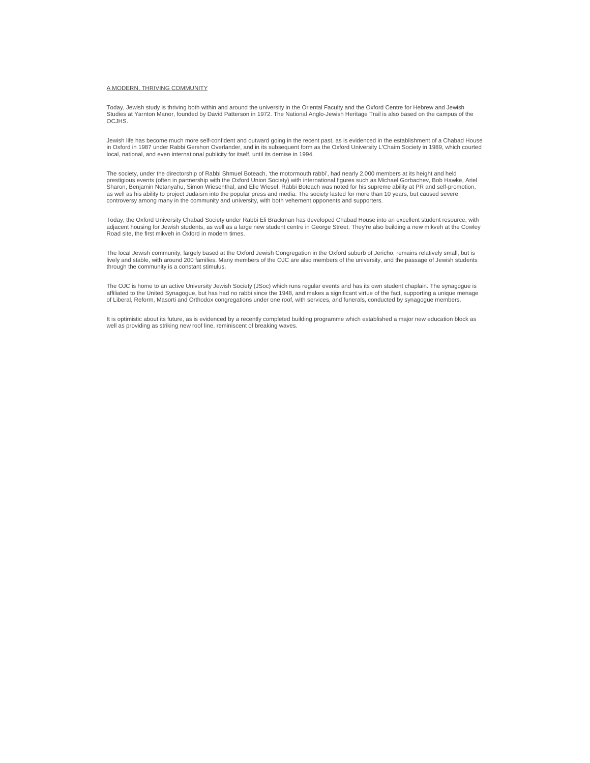## A MODERN, THRIVING COMMUNITY

Today, Jewish study is thriving both within and around the university in the Oriental Faculty and the Oxford Centre for Hebrew and Jewish Studies at Yarnton Manor, founded by David Patterson in 1972. The National Anglo-Jewish Heritage Trail is also based on the campus of the OCJHS.

Jewish life has become much more self-confident and outward going in the recent past, as is evidenced in the establishment of a Chabad House in Oxford in 1987 under Rabbi Gershon Overlander, and in its subsequent form as the Oxford University L'Chaim Society in 1989, which courted local, national, and even international publicity for itself, until its demise in 1994.

The society, under the directorship of Rabbi Shmuel Boteach, 'the motormouth rabbi', had nearly 2,000 members at its height and held prestigious events (often in partnership with the Oxford Union Society) with international figures such as Michael Gorbachev, Bob Hawke, Ariel Sharon, Benjamin Netanyahu, Simon Wiesenthal, and Elie Wiesel. Rabbi Boteach was noted for his supreme ability at PR and self-promotion, as well as his ability to project Judaism into the popular press and media. The society lasted for more than 10 years, but caused severe controversy among many in the community and university, with both vehement opponents and supporters.

Today, the Oxford University Chabad Society under Rabbi Eli Brackman has developed Chabad House into an excellent student resource, with adjacent housing for Jewish students, as well as a large new student centre in George Street. They're also building a new mikveh at the Cowley Road site, the first mikveh in Oxford in modern times.

The local Jewish community, largely based at the Oxford Jewish Congregation in the Oxford suburb of Jericho, remains relatively small, but is lively and stable, with around 200 families. Many members of the OJC are also members of the university, and the passage of Jewish students through the community is a constant stimulus.

The OJC is home to an active University Jewish Society (JSoc) which runs regular events and has its own student chaplain. The synagogue is affiliated to the United Synagogue, but has had no rabbi since the 1948, and makes a significant virtue of the fact, supporting a unique menage of Liberal, Reform, Masorti and Orthodox congregations under one roof, with services, and funerals, conducted by synagogue members.

It is optimistic about its future, as is evidenced by a recently completed building programme which established a major new education block as well as providing as striking new roof line, reminiscent of breaking waves.